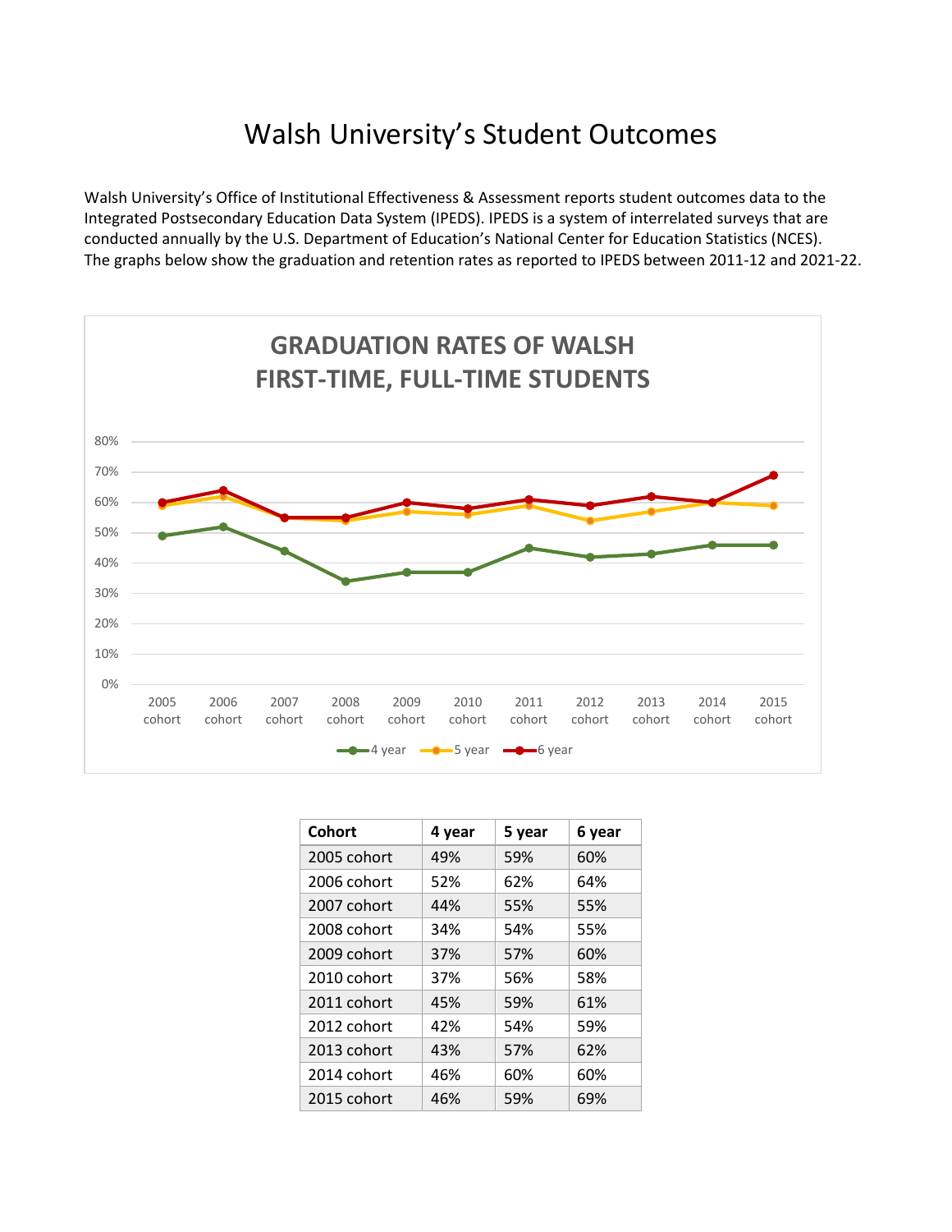# Walsh University's Student Outcomes

Walsh University's Office of Institutional Effectiveness & Assessment reports student outcomes data to the Integrated Postsecondary Education Data System (IPEDS). IPEDS is a system of interrelated surveys that are conducted annually by the U.S. Department of Education's National Center for Education Statistics (NCES). The graphs below show the graduation and retention rates as reported to IPEDS between 2011-12 and 2021-22.

## GRADUATION RATES OF WALSH FIRST-TIME, FULL-TIME STUDENTS

| Cohort | 4 year | 5 year | 6 year |
|---|---|---|---|
| 2005 cohort | 49% | 59% | 60% |
| 2006 cohort | 52% | 62% | 64% |
| 2007 cohort | 44% | 55% | 55% |
| 2008 cohort | 34% | 54% | 55% |
| 2009 cohort | 37% | 57% | 60% |
| 2010 cohort | 37% | 56% | 58% |
| 2011 cohort | 45% | 59% | 61% |
| 2012 cohort | 42% | 54% | 59% |
| 2013 cohort | 43% | 57% | 62% |
| 2014 cohort | 46% | 60% | 60% |
| 2015 cohort | 46% | 59% | 69% |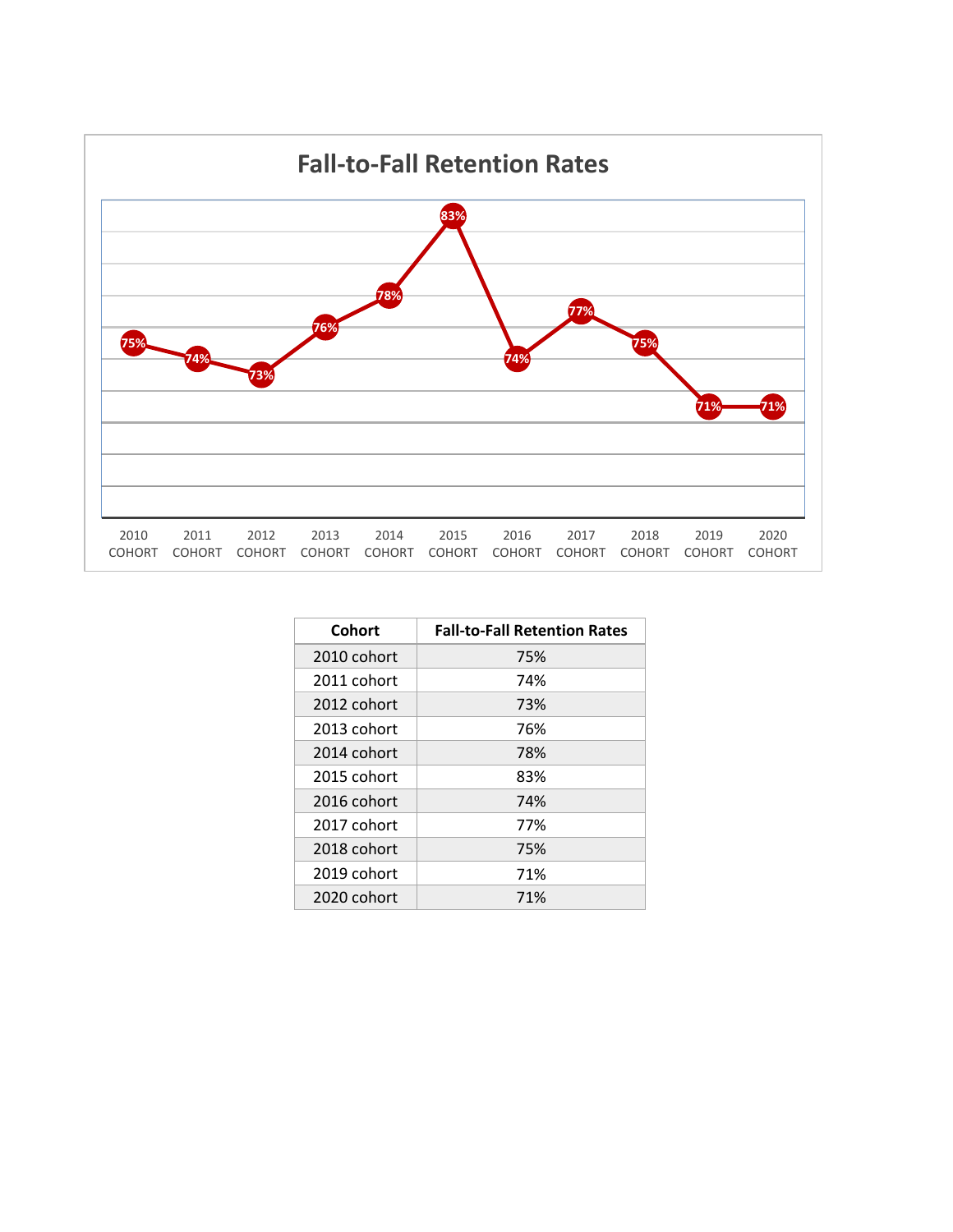Fall-to-Fall Retention Rates

75% 74% 73% 76% 78% 83% 74% 77% 75% 71% 71%

2010 COHORT 2011 COHORT 2012 COHORT 2013 COHORT 2014 COHORT 2015 COHORT 2016 COHORT 2017 COHORT 2018 COHORT 2019 COHORT 2020 COHORT

| Cohort | Fall-to-Fall Retention Rates |
|---|---|
| 2010 cohort | 75% |
| 2011 cohort | 74% |
| 2012 cohort | 73% |
| 2013 cohort | 76% |
| 2014 cohort | 78% |
| 2015 cohort | 83% |
| 2016 cohort | 74% |
| 2017 cohort | 77% |
| 2018 cohort | 75% |
| 2019 cohort | 71% |
| 2020 cohort | 71% |